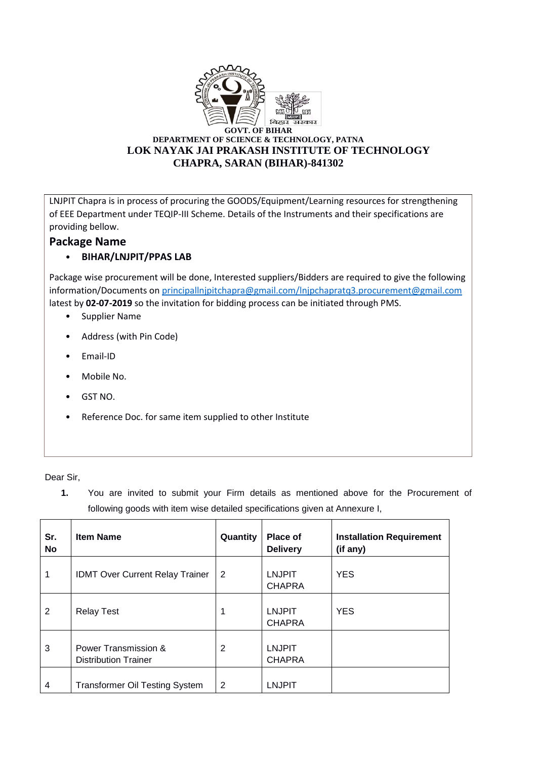**GOVT. OF BIHAR**
**DEPARTMENT OF SCIENCE & TECHNOLOGY, PATNA**
**LOK NAYAK JAI PRAKASH INSTITUTE OF TECHNOLOGY**
**CHAPRA, SARAN (BIHAR)-841302**

LNJPIT Chapra is in process of procuring the GOODS/Equipment/Learning resources for strengthening of EEE Department under TEQIP-III Scheme. Details of the Instruments and their specifications are providing bellow.

## Package Name

- **BIHAR/LNJPIT/PPAS LAB**

Package wise procurement will be done, Interested suppliers/Bidders are required to give the following information/Documents on principallnjpitchapra@gmail.com/lnjpchapratq3.procurement@gmail.com latest by **02-07-2019** so the invitation for bidding process can be initiated through PMS.

- Supplier Name
- Address (with Pin Code)
- Email-ID
- Mobile No.
- GST NO.
- Reference Doc. for same item supplied to other Institute

Dear Sir,

1. You are invited to submit your Firm details as mentioned above for the Procurement of following goods with item wise detailed specifications given at Annexure I,

| Sr. No | Item Name | Quantity | Place of Delivery | Installation Requirement (if any) |
|---|---|---|---|---|
| 1 | IDMT Over Current Relay Trainer | 2 | LNJPIT CHAPRA | YES |
| 2 | Relay Test | 1 | LNJPIT CHAPRA | YES |
| 3 | Power Transmission & Distribution Trainer | 2 | LNJPIT CHAPRA | |
| 4 | Transformer Oil Testing System | 2 | LNJPIT | |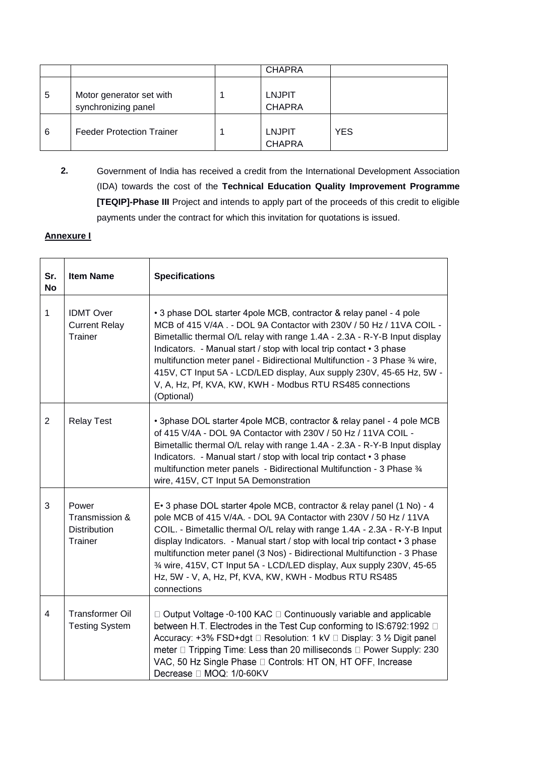|  |  |  | CHAPRA |  |
|---|---|---|---|---|
| 5 | Motor generator set with synchronizing panel | 1 | LNJPIT CHAPRA |  |
| 6 | Feeder Protection Trainer | 1 | LNJPIT CHAPRA | YES |

**2.** Government of India has received a credit from the International Development Association (IDA) towards the cost of the **Technical Education Quality Improvement Programme [TEQIP]-Phase III** Project and intends to apply part of the proceeds of this credit to eligible payments under the contract for which this invitation for quotations is issued.

**Annexure I**

| Sr. No | Item Name | Specifications |
|---|---|---|
| 1 | IDMT Over Current Relay Trainer | • 3 phase DOL starter 4pole MCB, contractor & relay panel - 4 pole MCB of 415 V/4A . - DOL 9A Contactor with 230V / 50 Hz / 11VA COIL - Bimetallic thermal O/L relay with range 1.4A - 2.3A - R-Y-B Input display Indicators. - Manual start / stop with local trip contact • 3 phase multifunction meter panel - Bidirectional Multifunction - 3 Phase ¾ wire, 415V, CT Input 5A - LCD/LED display, Aux supply 230V, 45-65 Hz, 5W - V, A, Hz, Pf, KVA, KW, KWH - Modbus RTU RS485 connections (Optional) |
| 2 | Relay Test | • 3phase DOL starter 4pole MCB, contractor & relay panel - 4 pole MCB of 415 V/4A - DOL 9A Contactor with 230V / 50 Hz / 11VA COIL - Bimetallic thermal O/L relay with range 1.4A - 2.3A - R-Y-B Input display Indicators. - Manual start / stop with local trip contact • 3 phase multifunction meter panels - Bidirectional Multifunction - 3 Phase ¾ wire, 415V, CT Input 5A Demonstration |
| 3 | Power Transmission & Distribution Trainer | E• 3 phase DOL starter 4pole MCB, contractor & relay panel (1 No) - 4 pole MCB of 415 V/4A. - DOL 9A Contactor with 230V / 50 Hz / 11VA COIL. - Bimetallic thermal O/L relay with range 1.4A - 2.3A - R-Y-B Input display Indicators. - Manual start / stop with local trip contact • 3 phase multifunction meter panel (3 Nos) - Bidirectional Multifunction - 3 Phase ¾ wire, 415V, CT Input 5A - LCD/LED display, Aux supply 230V, 45-65 Hz, 5W - V, A, Hz, Pf, KVA, KW, KWH - Modbus RTU RS485 connections |
| 4 | Transformer Oil Testing System |  Output Voltage -0-100 KAC  Continuously variable and applicable between H.T. Electrodes in the Test Cup conforming to IS:6792:1992  Accuracy: +3% FSD+dgt  Resolution: 1 kV  Display: 3 ½ Digit panel meter  Tripping Time: Less than 20 milliseconds  Power Supply: 230 VAC, 50 Hz Single Phase  Controls: HT ON, HT OFF, Increase Decrease  MOQ: 1/0-60KV |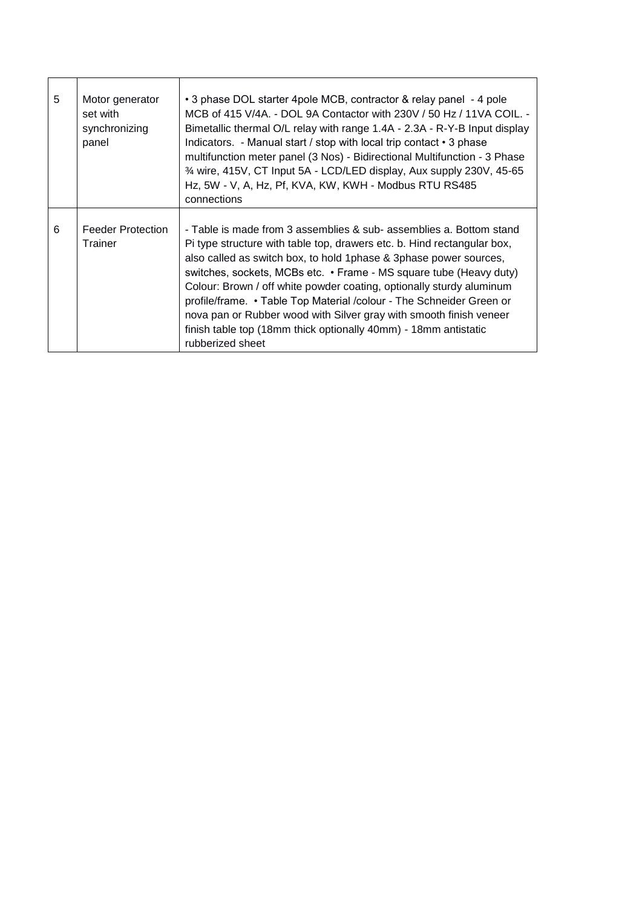| | | |
|---|---|---|
| 5 | Motor generator set with synchronizing panel | • 3 phase DOL starter 4pole MCB, contractor & relay panel - 4 pole MCB of 415 V/4A. - DOL 9A Contactor with 230V / 50 Hz / 11VA COIL. - Bimetallic thermal O/L relay with range 1.4A - 2.3A - R-Y-B Input display Indicators. - Manual start / stop with local trip contact • 3 phase multifunction meter panel (3 Nos) - Bidirectional Multifunction - 3 Phase ¾ wire, 415V, CT Input 5A - LCD/LED display, Aux supply 230V, 45-65 Hz, 5W - V, A, Hz, Pf, KVA, KW, KWH - Modbus RTU RS485 connections |
| 6 | Feeder Protection Trainer | - Table is made from 3 assemblies & sub- assemblies a. Bottom stand Pi type structure with table top, drawers etc. b. Hind rectangular box, also called as switch box, to hold 1phase & 3phase power sources, switches, sockets, MCBs etc. • Frame - MS square tube (Heavy duty) Colour: Brown / off white powder coating, optionally sturdy aluminum profile/frame. • Table Top Material /colour - The Schneider Green or nova pan or Rubber wood with Silver gray with smooth finish veneer finish table top (18mm thick optionally 40mm) - 18mm antistatic rubberized sheet |